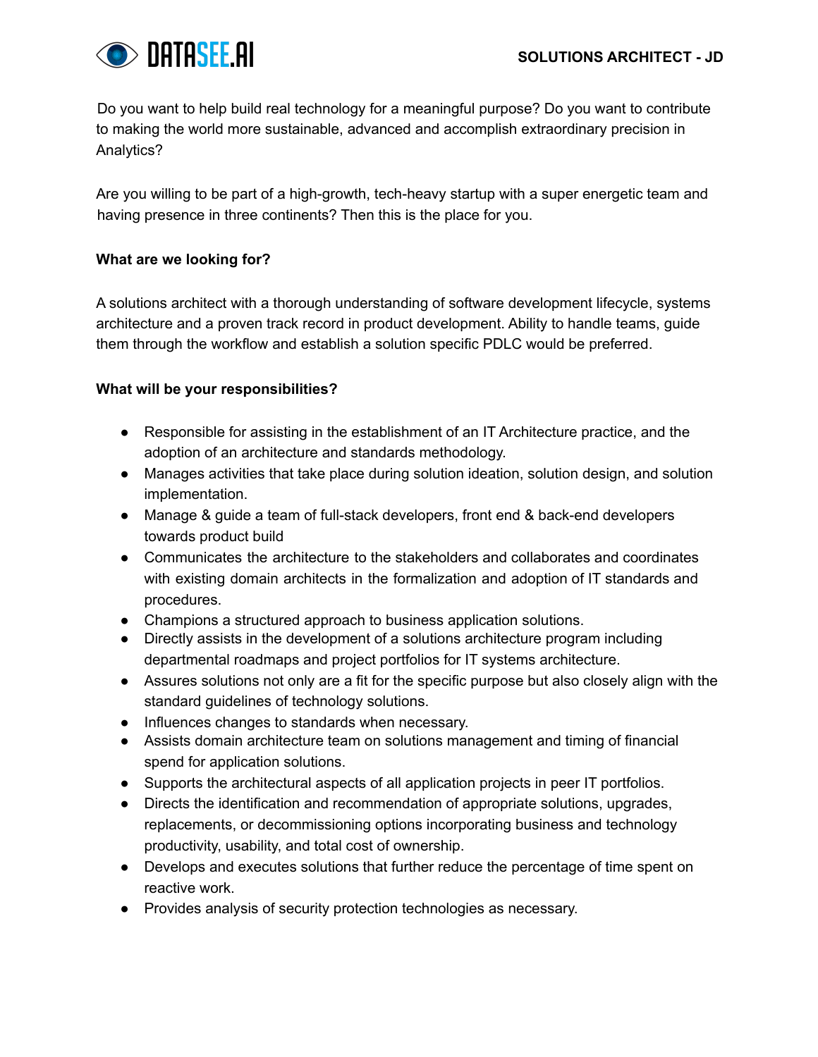# SOLUTIONS ARCHITECT - JD

Do you want to help build real technology for a meaningful purpose? Do you want to contribute to making the world more sustainable, advanced and accomplish extraordinary precision in Analytics?

Are you willing to be part of a high-growth, tech-heavy startup with a super energetic team and having presence in three continents? Then this is the place for you.

**What are we looking for?**

A solutions architect with a thorough understanding of software development lifecycle, systems architecture and a proven track record in product development. Ability to handle teams, guide them through the workflow and establish a solution specific PDLC would be preferred.

**What will be your responsibilities?**

- Responsible for assisting in the establishment of an IT Architecture practice, and the adoption of an architecture and standards methodology.
- Manages activities that take place during solution ideation, solution design, and solution implementation.
- Manage & guide a team of full-stack developers, front end & back-end developers towards product build
- Communicates the architecture to the stakeholders and collaborates and coordinates with existing domain architects in the formalization and adoption of IT standards and procedures.
- Champions a structured approach to business application solutions.
- Directly assists in the development of a solutions architecture program including departmental roadmaps and project portfolios for IT systems architecture.
- Assures solutions not only are a fit for the specific purpose but also closely align with the standard guidelines of technology solutions.
- Influences changes to standards when necessary.
- Assists domain architecture team on solutions management and timing of financial spend for application solutions.
- Supports the architectural aspects of all application projects in peer IT portfolios.
- Directs the identification and recommendation of appropriate solutions, upgrades, replacements, or decommissioning options incorporating business and technology productivity, usability, and total cost of ownership.
- Develops and executes solutions that further reduce the percentage of time spent on reactive work.
- Provides analysis of security protection technologies as necessary.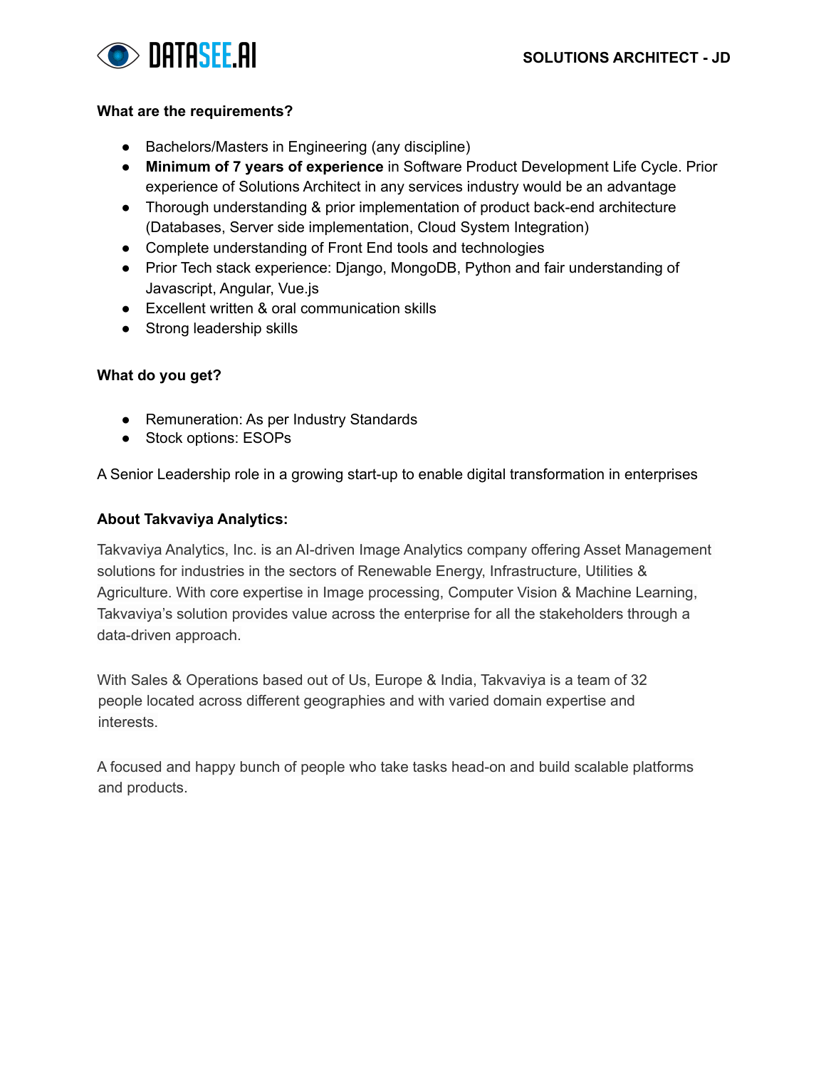### What are the requirements?

- Bachelors/Masters in Engineering (any discipline)
- **Minimum of 7 years of experience** in Software Product Development Life Cycle. Prior experience of Solutions Architect in any services industry would be an advantage
- Thorough understanding & prior implementation of product back-end architecture (Databases, Server side implementation, Cloud System Integration)
- Complete understanding of Front End tools and technologies
- Prior Tech stack experience: Django, MongoDB, Python and fair understanding of Javascript, Angular, Vue.js
- Excellent written & oral communication skills
- Strong leadership skills

### What do you get?

- Remuneration: As per Industry Standards
- Stock options: ESOPs

A Senior Leadership role in a growing start-up to enable digital transformation in enterprises

### About Takvaviya Analytics:

Takvaviya Analytics, Inc. is an AI-driven Image Analytics company offering Asset Management solutions for industries in the sectors of Renewable Energy, Infrastructure, Utilities & Agriculture. With core expertise in Image processing, Computer Vision & Machine Learning, Takvaviya's solution provides value across the enterprise for all the stakeholders through a data-driven approach.

With Sales & Operations based out of Us, Europe & India, Takvaviya is a team of 32 people located across different geographies and with varied domain expertise and interests.

A focused and happy bunch of people who take tasks head-on and build scalable platforms and products.